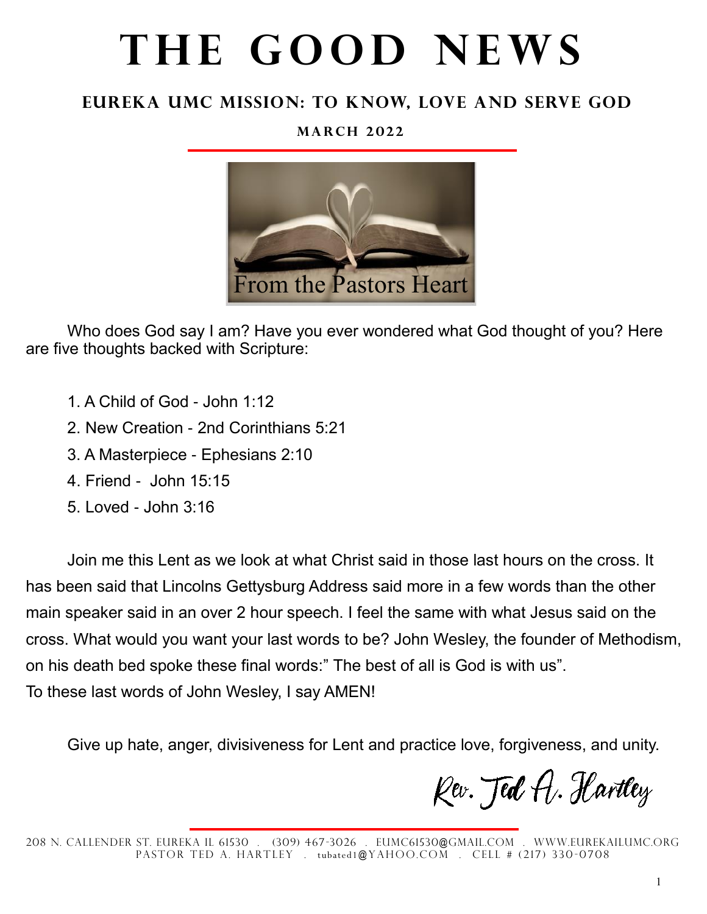# THE GOOD NEWS

## EUREKA UMC MISSION: TO KNOW, LOVE AND SERVE GOD

### MARCH 2022

From the Pastors Heart

Who does God say I am? Have you ever wondered what God thought of you? Here are five thoughts backed with Scripture:

1. A Child of God - John 1:12
2. New Creation - 2nd Corinthians 5:21
3. A Masterpiece - Ephesians 2:10
4. Friend - John 15:15
5. Loved - John 3:16

Join me this Lent as we look at what Christ said in those last hours on the cross. It has been said that Lincolns Gettysburg Address said more in a few words than the other main speaker said in an over 2 hour speech. I feel the same with what Jesus said on the cross. What would you want your last words to be? John Wesley, the founder of Methodism, on his death bed spoke these final words:" The best of all is God is with us". To these last words of John Wesley, I say AMEN!

Give up hate, anger, divisiveness for Lent and practice love, forgiveness, and unity.

Rev. Ted A. Hartley

208 N. CALLENDER ST. EUREKA IL 61530 . (309) 467-3026 . EUMC61530@GMAIL.COM . WWW.EUREKAILUMC.ORG
PASTOR TED A. HARTLEY . tubated1@YAHOO.COM . CELL # (217) 330-0708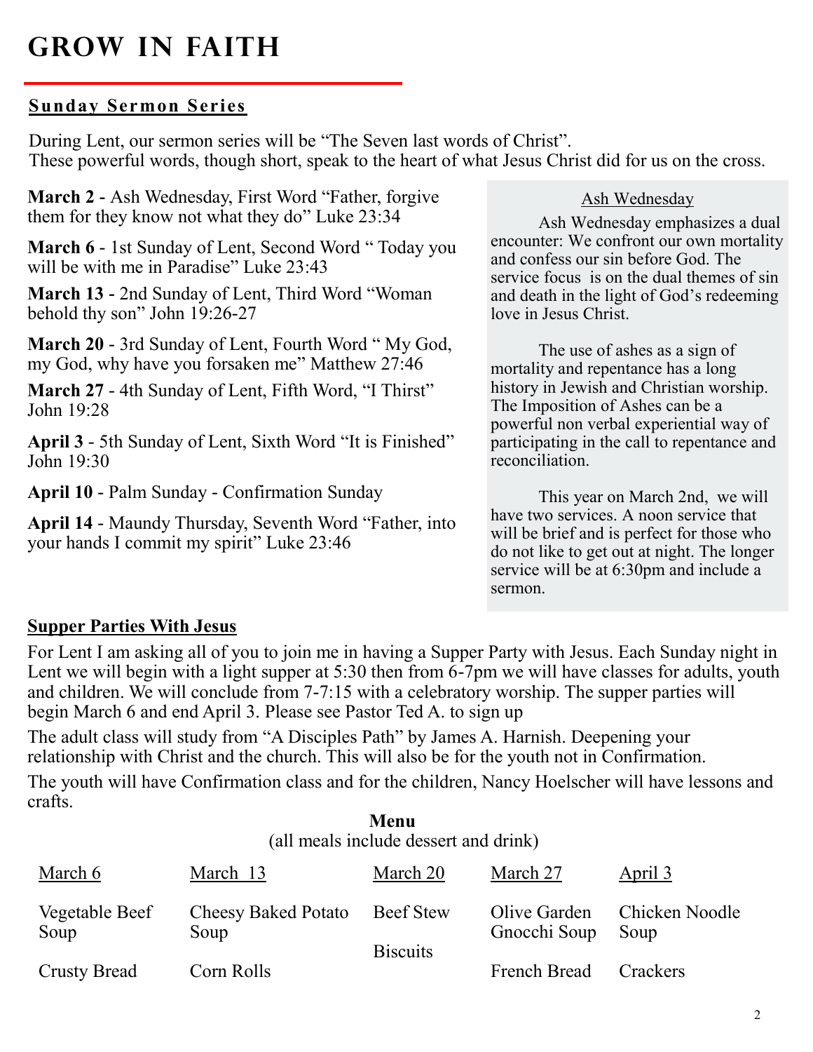# GROW IN FAITH

## Sunday Sermon Series

During Lent, our sermon series will be "The Seven last words of Christ". These powerful words, though short, speak to the heart of what Jesus Christ did for us on the cross.

**March 2 -** Ash Wednesday, First Word "Father, forgive them for they know not what they do" Luke 23:34

**March 6** - 1st Sunday of Lent, Second Word " Today you will be with me in Paradise" Luke 23:43

**March 13 -** 2nd Sunday of Lent, Third Word "Woman behold thy son" John 19:26-27

**March 20** - 3rd Sunday of Lent, Fourth Word " My God, my God, why have you forsaken me" Matthew 27:46

**March 27** - 4th Sunday of Lent, Fifth Word, "I Thirst" John 19:28

**April 3** - 5th Sunday of Lent, Sixth Word "It is Finished" John 19:30

**April 10** - Palm Sunday - Confirmation Sunday

**April 14** - Maundy Thursday, Seventh Word "Father, into your hands I commit my spirit" Luke 23:46

### Ash Wednesday

Ash Wednesday emphasizes a dual encounter: We confront our own mortality and confess our sin before God. The service focus is on the dual themes of sin and death in the light of God's redeeming love in Jesus Christ.

The use of ashes as a sign of mortality and repentance has a long history in Jewish and Christian worship. The Imposition of Ashes can be a powerful non verbal experiential way of participating in the call to repentance and reconciliation.

This year on March 2nd, we will have two services. A noon service that will be brief and is perfect for those who do not like to get out at night. The longer service will be at 6:30pm and include a sermon.

## Supper Parties With Jesus

For Lent I am asking all of you to join me in having a Supper Party with Jesus. Each Sunday night in Lent we will begin with a light supper at 5:30 then from 6-7pm we will have classes for adults, youth and children. We will conclude from 7-7:15 with a celebratory worship. The supper parties will begin March 6 and end April 3. Please see Pastor Ted A. to sign up

The adult class will study from "A Disciples Path" by James A. Harnish. Deepening your relationship with Christ and the church. This will also be for the youth not in Confirmation.

The youth will have Confirmation class and for the children, Nancy Hoelscher will have lessons and crafts.

**Menu**
(all meals include dessert and drink)

| March 6 | March 13 | March 20 | March 27 | April 3 |
|---|---|---|---|---|
| Vegetable Beef Soup | Cheesy Baked Potato Soup | Beef Stew | Olive Garden Gnocchi Soup | Chicken Noodle Soup |
| Crusty Bread | Corn Rolls | Biscuits | French Bread | Crackers |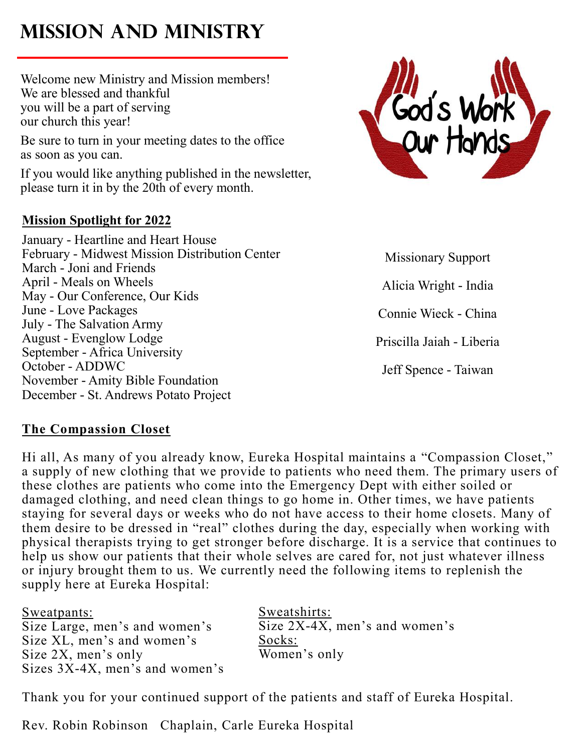# MISSION AND MINISTRY

Welcome new Ministry and Mission members!
We are blessed and thankful
you will be a part of serving
our church this year!

Be sure to turn in your meeting dates to the office as soon as you can.

If you would like anything published in the newsletter, please turn it in by the 20th of every month.

God's Work Our Hands

**Mission Spotlight for 2022**

January - Heartline and Heart House
February - Midwest Mission Distribution Center
March - Joni and Friends
April - Meals on Wheels
May - Our Conference, Our Kids
June - Love Packages
July - The Salvation Army
August - Evenglow Lodge
September - Africa University
October - ADDWC
November - Amity Bible Foundation
December - St. Andrews Potato Project

Missionary Support

Alicia Wright - India

Connie Wieck - China

Priscilla Jaiah - Liberia

Jeff Spence - Taiwan

**The Compassion Closet**

Hi all, As many of you already know, Eureka Hospital maintains a "Compassion Closet," a supply of new clothing that we provide to patients who need them. The primary users of these clothes are patients who come into the Emergency Dept with either soiled or damaged clothing, and need clean things to go home in. Other times, we have patients staying for several days or weeks who do not have access to their home closets. Many of them desire to be dressed in "real" clothes during the day, especially when working with physical therapists trying to get stronger before discharge. It is a service that continues to help us show our patients that their whole selves are cared for, not just whatever illness or injury brought them to us. We currently need the following items to replenish the supply here at Eureka Hospital:

Sweatpants:
Size Large, men's and women's
Size XL, men's and women's
Size 2X, men's only
Sizes 3X-4X, men's and women's

Sweatshirts:
Size 2X-4X, men's and women's

Socks:
Women's only

Thank you for your continued support of the patients and staff of Eureka Hospital.

Rev. Robin Robinson   Chaplain, Carle Eureka Hospital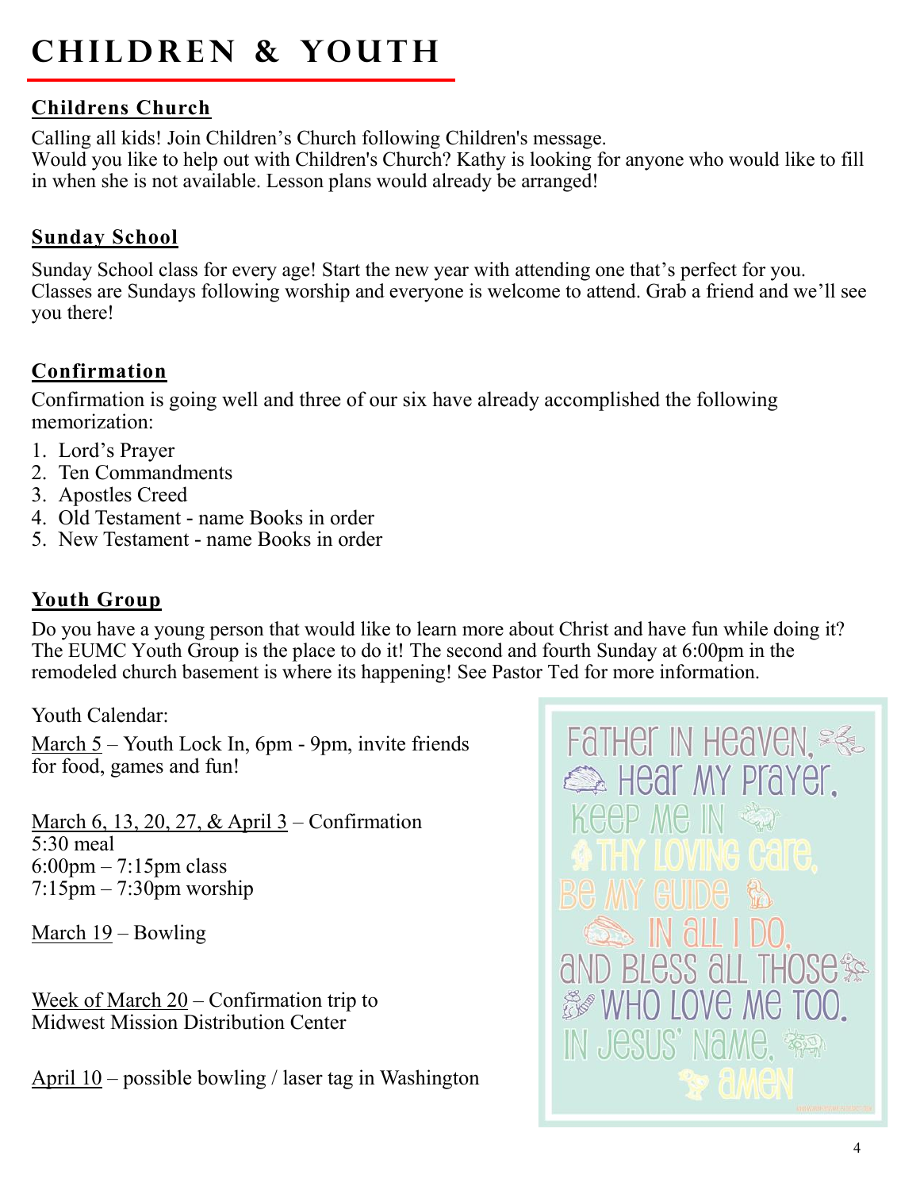# CHILDREN & YOUTH

## Childrens Church

Calling all kids! Join Children's Church following Children's message.
Would you like to help out with Children's Church? Kathy is looking for anyone who would like to fill in when she is not available. Lesson plans would already be arranged!

## Sunday School

Sunday School class for every age! Start the new year with attending one that's perfect for you. Classes are Sundays following worship and everyone is welcome to attend. Grab a friend and we'll see you there!

## Confirmation

Confirmation is going well and three of our six have already accomplished the following memorization:

1. Lord's Prayer
2. Ten Commandments
3. Apostles Creed
4. Old Testament - name Books in order
5. New Testament - name Books in order

## Youth Group

Do you have a young person that would like to learn more about Christ and have fun while doing it? The EUMC Youth Group is the place to do it! The second and fourth Sunday at 6:00pm in the remodeled church basement is where its happening! See Pastor Ted for more information.

Youth Calendar:

March 5 – Youth Lock In, 6pm - 9pm, invite friends for food, games and fun!

March 6, 13, 20, 27, & April 3 – Confirmation
5:30 meal
6:00pm – 7:15pm class
7:15pm – 7:30pm worship

March 19 – Bowling

Week of March 20 – Confirmation trip to Midwest Mission Distribution Center

April 10 – possible bowling / laser tag in Washington

Father in Heaven, hear my prayer, keep me in thy loving care, be my guide in all I do, and bless all those who love me too. In Jesus' Name, Amen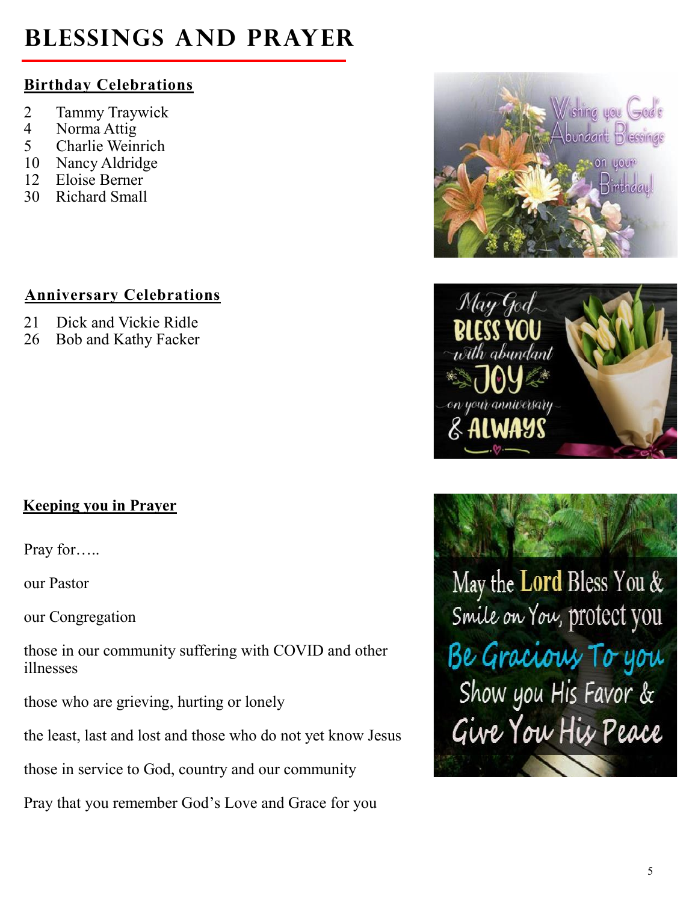# BLESSINGS AND PRAYER

## Birthday Celebrations

2 Tammy Traywick
4 Norma Attig
5 Charlie Weinrich
10 Nancy Aldridge
12 Eloise Berner
30 Richard Small

## Anniversary Celebrations

21 Dick and Vickie Ridle
26 Bob and Kathy Facker

## Keeping you in Prayer

Pray for…..

our Pastor

our Congregation

those in our community suffering with COVID and other illnesses

those who are grieving, hurting or lonely

the least, last and lost and those who do not yet know Jesus

those in service to God, country and our community

Pray that you remember God's Love and Grace for you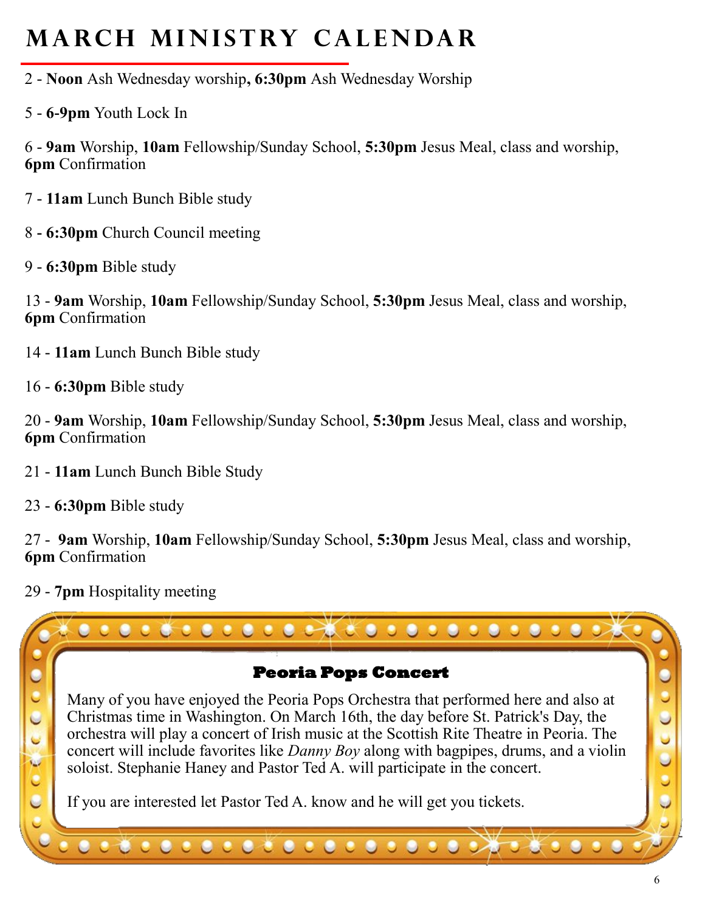# MARCH MINISTRY CALENDAR

2 - **Noon** Ash Wednesday worship**, 6:30pm** Ash Wednesday Worship

5 - **6-9pm** Youth Lock In

6 - **9am** Worship, **10am** Fellowship/Sunday School, **5:30pm** Jesus Meal, class and worship, **6pm** Confirmation

7 - **11am** Lunch Bunch Bible study

8 **- 6:30pm** Church Council meeting

9 - **6:30pm** Bible study

13 - **9am** Worship, **10am** Fellowship/Sunday School, **5:30pm** Jesus Meal, class and worship, **6pm** Confirmation

14 - **11am** Lunch Bunch Bible study

16 - **6:30pm** Bible study

20 - **9am** Worship, **10am** Fellowship/Sunday School, **5:30pm** Jesus Meal, class and worship, **6pm** Confirmation

21 - **11am** Lunch Bunch Bible Study

23 - **6:30pm** Bible study

27 - **9am** Worship, **10am** Fellowship/Sunday School, **5:30pm** Jesus Meal, class and worship, **6pm** Confirmation

29 - **7pm** Hospitality meeting

## Peoria Pops Concert

Many of you have enjoyed the Peoria Pops Orchestra that performed here and also at Christmas time in Washington. On March 16th, the day before St. Patrick's Day, the orchestra will play a concert of Irish music at the Scottish Rite Theatre in Peoria. The concert will include favorites like *Danny Boy* along with bagpipes, drums, and a violin soloist. Stephanie Haney and Pastor Ted A. will participate in the concert.

If you are interested let Pastor Ted A. know and he will get you tickets.